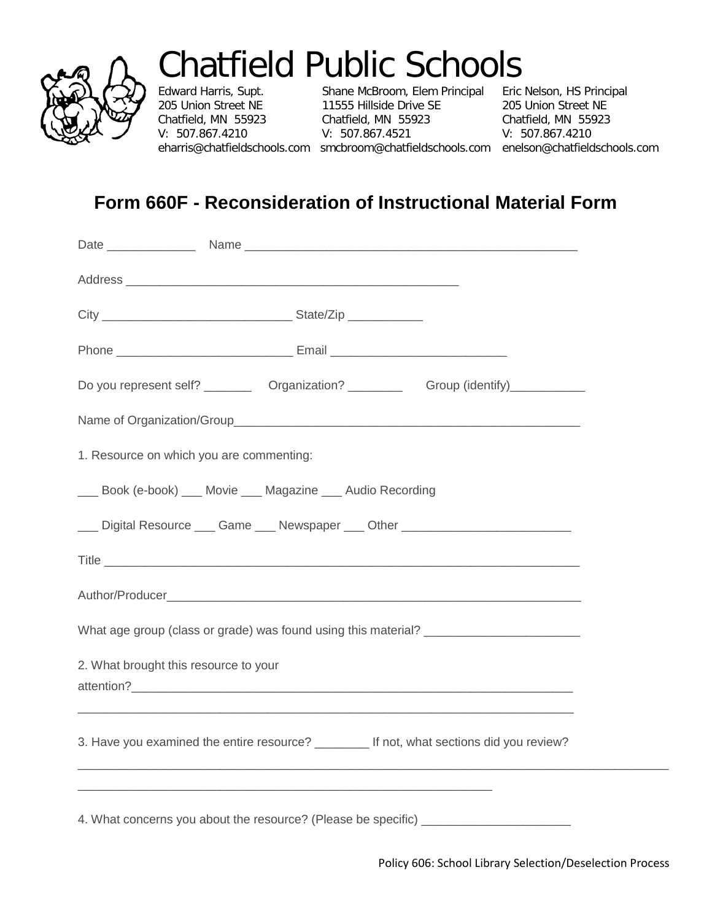# Chatfield Public Schools

| Edward Harris, Supt. | Shane McBroom, Elem Principal | Eric Nelson, HS Principal |
| --- | --- | --- |
| 205 Union Street NE | 11555 Hillside Drive SE | 205 Union Street NE |
| Chatfield, MN 55923 | Chatfield, MN 55923 | Chatfield, MN 55923 |
| V: 507.867.4210 | V: 507.867.4521 | V: 507.867.4210 |
| eharris@chatfieldschools.com | smcbroom@chatfieldschools.com | enelson@chatfieldschools.com |

## Form 660F - Reconsideration of Instructional Material Form

Date _____________ Name __________________________________________________

Address _________________________________________________

City ____________________________ State/Zip ___________

Phone __________________________ Email __________________________

Do you represent self? _______ Organization? ________ Group (identify)___________

Name of Organization/Group___________________________________________________

1. Resource on which you are commenting:

___ Book (e-book) ___ Movie ___ Magazine ___ Audio Recording

___ Digital Resource ___ Game ___ Newspaper ___ Other _________________________

Title _______________________________________________________________________

Author/Producer______________________________________________________________

What age group (class or grade) was found using this material? _______________________

2. What brought this resource to your attention?_____________________________________________________________________

_____________________________________________________________________

3. Have you examined the entire resource? ________ If not, what sections did you review?

_____________________________________________________________________________________

_____________________________________________________________

4. What concerns you about the resource? (Please be specific) ______________________

Policy 606: School Library Selection/Deselection Process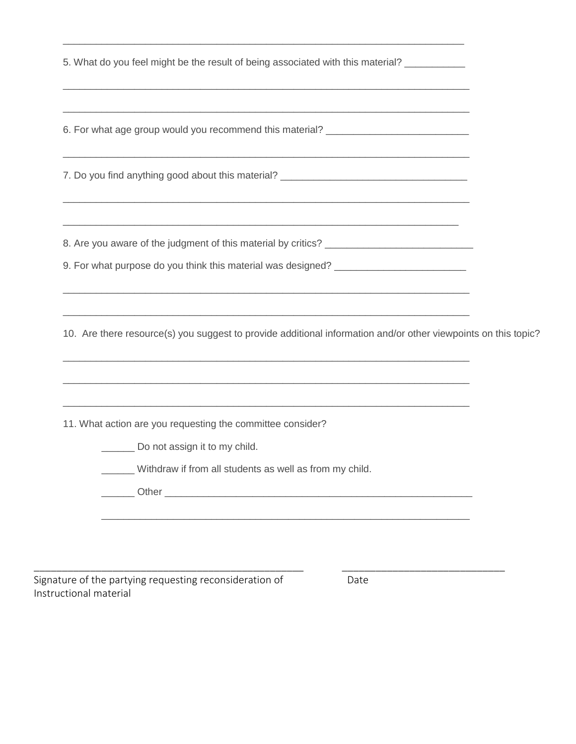\_\_\_\_\_\_\_\_\_\_\_\_\_\_\_\_\_\_\_\_\_\_\_\_\_\_\_\_\_\_\_\_\_\_\_\_\_\_\_\_\_\_\_\_\_\_\_\_\_\_\_\_\_\_\_\_\_\_\_\_\_\_\_\_\_\_\_\_\_\_\_\_\_\_

5. What do you feel might be the result of being associated with this material? \_\_\_\_\_\_\_\_\_\_\_

\_\_\_\_\_\_\_\_\_\_\_\_\_\_\_\_\_\_\_\_\_\_\_\_\_\_\_\_\_\_\_\_\_\_\_\_\_\_\_\_\_\_\_\_\_\_\_\_\_\_\_\_\_\_\_\_\_\_\_\_\_\_\_\_\_\_\_\_\_\_\_\_\_\_

\_\_\_\_\_\_\_\_\_\_\_\_\_\_\_\_\_\_\_\_\_\_\_\_\_\_\_\_\_\_\_\_\_\_\_\_\_\_\_\_\_\_\_\_\_\_\_\_\_\_\_\_\_\_\_\_\_\_\_\_\_\_\_\_\_\_\_\_\_\_\_\_\_\_

6. For what age group would you recommend this material? \_\_\_\_\_\_\_\_\_\_\_\_\_\_\_\_\_\_\_\_\_\_\_\_\_\_

\_\_\_\_\_\_\_\_\_\_\_\_\_\_\_\_\_\_\_\_\_\_\_\_\_\_\_\_\_\_\_\_\_\_\_\_\_\_\_\_\_\_\_\_\_\_\_\_\_\_\_\_\_\_\_\_\_\_\_\_\_\_\_\_\_\_\_\_\_\_\_\_\_\_

7. Do you find anything good about this material? \_\_\_\_\_\_\_\_\_\_\_\_\_\_\_\_\_\_\_\_\_\_\_\_\_\_\_\_\_\_\_\_\_\_\_

\_\_\_\_\_\_\_\_\_\_\_\_\_\_\_\_\_\_\_\_\_\_\_\_\_\_\_\_\_\_\_\_\_\_\_\_\_\_\_\_\_\_\_\_\_\_\_\_\_\_\_\_\_\_\_\_\_\_\_\_\_\_\_\_\_\_\_\_\_\_\_\_\_\_

\_\_\_\_\_\_\_\_\_\_\_\_\_\_\_\_\_\_\_\_\_\_\_\_\_\_\_\_\_\_\_\_\_\_\_\_\_\_\_\_\_\_\_\_\_\_\_\_\_\_\_\_\_\_\_\_\_\_\_\_\_\_\_\_\_\_\_\_\_\_\_\_

8. Are you aware of the judgment of this material by critics? \_\_\_\_\_\_\_\_\_\_\_\_\_\_\_\_\_\_\_\_\_\_\_\_\_\_\_

9. For what purpose do you think this material was designed? \_\_\_\_\_\_\_\_\_\_\_\_\_\_\_\_\_\_\_\_\_\_\_\_

\_\_\_\_\_\_\_\_\_\_\_\_\_\_\_\_\_\_\_\_\_\_\_\_\_\_\_\_\_\_\_\_\_\_\_\_\_\_\_\_\_\_\_\_\_\_\_\_\_\_\_\_\_\_\_\_\_\_\_\_\_\_\_\_\_\_\_\_\_\_\_\_\_\_

\_\_\_\_\_\_\_\_\_\_\_\_\_\_\_\_\_\_\_\_\_\_\_\_\_\_\_\_\_\_\_\_\_\_\_\_\_\_\_\_\_\_\_\_\_\_\_\_\_\_\_\_\_\_\_\_\_\_\_\_\_\_\_\_\_\_\_\_\_\_\_\_\_\_

10. Are there resource(s) you suggest to provide additional information and/or other viewpoints on this topic?

\_\_\_\_\_\_\_\_\_\_\_\_\_\_\_\_\_\_\_\_\_\_\_\_\_\_\_\_\_\_\_\_\_\_\_\_\_\_\_\_\_\_\_\_\_\_\_\_\_\_\_\_\_\_\_\_\_\_\_\_\_\_\_\_\_\_\_\_\_\_\_\_\_\_

\_\_\_\_\_\_\_\_\_\_\_\_\_\_\_\_\_\_\_\_\_\_\_\_\_\_\_\_\_\_\_\_\_\_\_\_\_\_\_\_\_\_\_\_\_\_\_\_\_\_\_\_\_\_\_\_\_\_\_\_\_\_\_\_\_\_\_\_\_\_\_\_\_\_

\_\_\_\_\_\_\_\_\_\_\_\_\_\_\_\_\_\_\_\_\_\_\_\_\_\_\_\_\_\_\_\_\_\_\_\_\_\_\_\_\_\_\_\_\_\_\_\_\_\_\_\_\_\_\_\_\_\_\_\_\_\_\_\_\_\_\_\_\_\_\_\_\_\_

11. What action are you requesting the committee consider?

\_\_\_\_\_\_ Do not assign it to my child.

\_\_\_\_\_\_ Withdraw if from all students as well as from my child.

\_\_\_\_\_\_ Other \_\_\_\_\_\_\_\_\_\_\_\_\_\_\_\_\_\_\_\_\_\_\_\_\_\_\_\_\_\_\_\_\_\_\_\_\_\_\_\_\_\_\_\_\_\_\_\_\_\_\_\_\_\_\_\_\_\_

\_\_\_\_\_\_\_\_\_\_\_\_\_\_\_\_\_\_\_\_\_\_\_\_\_\_\_\_\_\_\_\_\_\_\_\_\_\_\_\_\_\_\_\_\_\_\_\_\_\_\_\_\_\_\_\_\_\_\_\_\_\_\_\_\_\_\_

\_\_\_\_\_\_\_\_\_\_\_\_\_\_\_\_\_\_\_\_\_\_\_\_\_\_\_\_\_\_\_\_\_\_\_\_\_\_\_\_\_\_\_\_\_\_\_\_\_\_ \_\_\_\_\_\_\_\_\_\_\_\_\_\_\_\_\_\_\_\_\_\_\_\_\_\_\_\_\_\_

Signature of the partying requesting reconsideration of Instructional material

Date